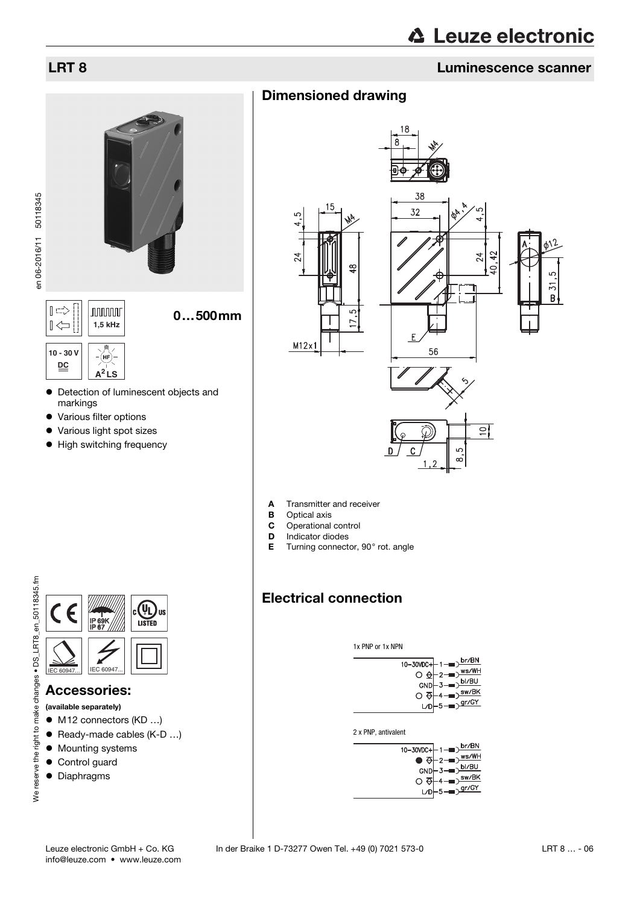# LRT 8

## Luminescence scanner

0…500mm

1,5 kHz

10 - 30 V DC

$A^2LS$

- Detection of luminescent objects and markings
- Various filter options
- Various light spot sizes
- High switching frequency

IP 69K
IP 67

IEC 60947...

IEC 60947...

## Accessories:

**(available separately)**

- M12 connectors (KD …)
- Ready-made cables (K-D …)
- Mounting systems
- Control guard
- Diaphragms

## Dimensioned drawing

- **A** Transmitter and receiver
- **B** Optical axis
- **C** Operational control
- **D** Indicator diodes
- **E** Turning connector, 90° rot. angle

## Electrical connection

1x PNP or 1x NPN

| Pin | Signal | Color |
|---|---|---|
| 1 | 10-30VDC+ | br/BN |
| 2 | | ws/WH |
| 3 | GND | bl/BU |
| 4 | | sw/BK |
| 5 | L/D | gr/GY |

2 x PNP, antivalent

| Pin | Signal | Color |
|---|---|---|
| 1 | 10-30VDC+ | br/BN |
| 2 | | ws/WH |
| 3 | GND | bl/BU |
| 4 | | sw/BK |
| 5 | L/D | gr/GY |

en 06-2016/11 50118345

We reserve the right to make changes • DS_LRT8_en_50118345.fm

Leuze electronic GmbH + Co. KG In der Braike 1 D-73277 Owen Tel. +49 (0) 7021 573-0 LRT 8 … - 06
info@leuze.com • www.leuze.com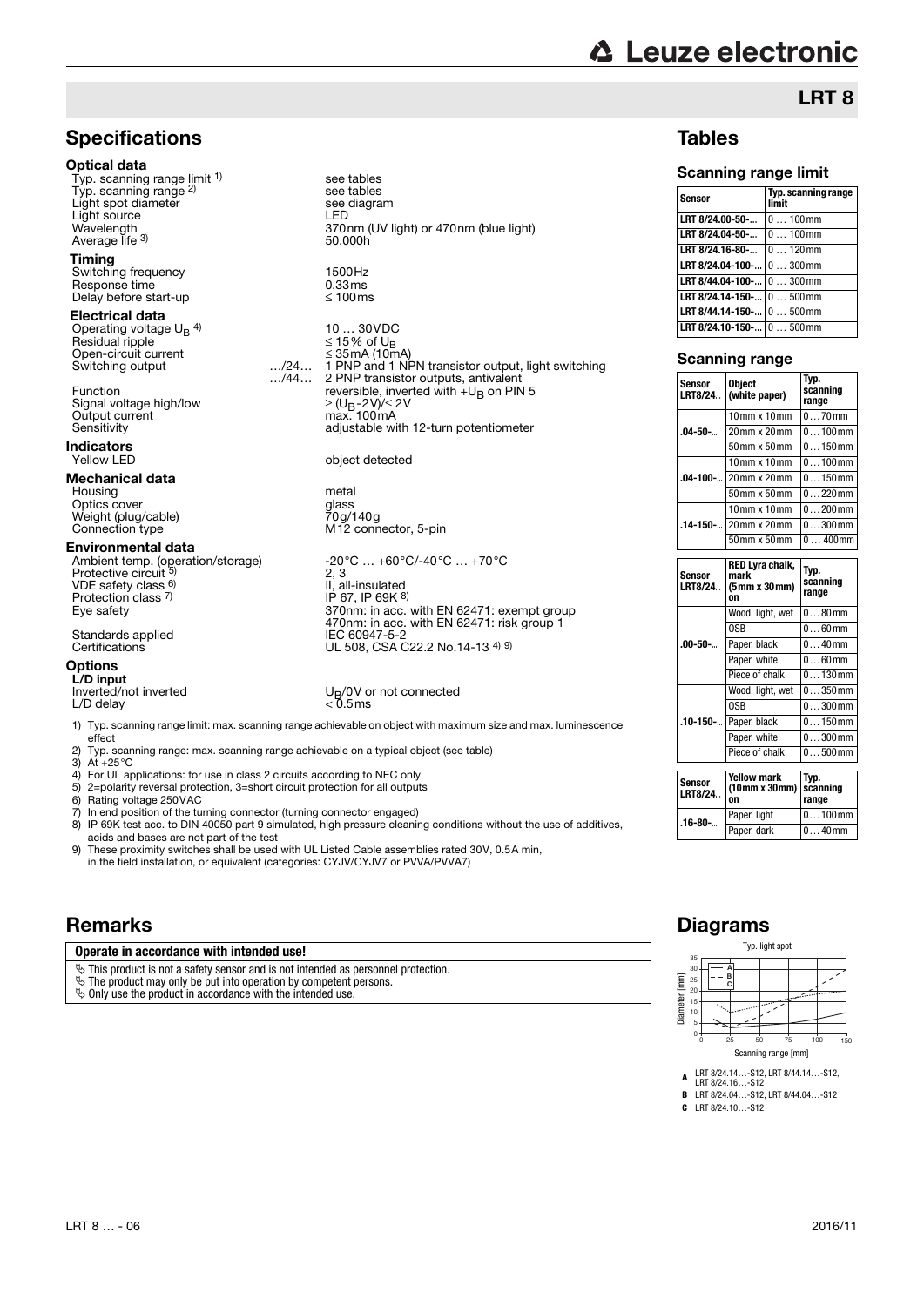# LRT 8

## Specifications

### Optical data

| | |
|---|---|
| Typ. scanning range limit [1] | see tables |
| Typ. scanning range [2] | see tables |
| Light spot diameter | see diagram |
| Light source | LED |
| Wavelength | 370nm (UV light) or 470nm (blue light) |
| Average life [3] | 50,000h |

### Timing

| | |
|---|---|
| Switching frequency | 1500Hz |
| Response time | 0.33ms |
| Delay before start-up | ≤ 100ms |

### Electrical data

| | |
|---|---|
| Operating voltage $U_B$ [4] | 10 … 30VDC |
| Residual ripple | ≤ 15% of $U_B$ |
| Open-circuit current | ≤ 35mA (10mA) |
| Switching output …/24… | 1 PNP and 1 NPN transistor output, light switching |
| …/44… | 2 PNP transistor outputs, antivalent |
| Function | reversible, inverted with $+U_B$ on PIN 5 |
| Signal voltage high/low | ≥ ($U_B$-2V)/≤ 2V |
| Output current | max. 100mA |
| Sensitivity | adjustable with 12-turn potentiometer |

### Indicators

| | |
|---|---|
| Yellow LED | object detected |

### Mechanical data

| | |
|---|---|
| Housing | metal |
| Optics cover | glass |
| Weight (plug/cable) | 70g/140g |
| Connection type | M12 connector, 5-pin |

### Environmental data

| | |
|---|---|
| Ambient temp. (operation/storage) | -20°C … +60°C/-40°C … +70°C |
| Protective circuit [5] | 2, 3 |
| VDE safety class [6] | II, all-insulated |
| Protection class [7] | IP 67, IP 69K [8] |
| Eye safety | 370nm: in acc. with EN 62471: exempt group<br>470nm: in acc. with EN 62471: risk group 1 |
| Standards applied | IEC 60947-5-2 |
| Certifications | UL 508, CSA C22.2 No.14-13 [4] [9] |

### Options

**L/D input**

| | |
|---|---|
| Inverted/not inverted | $U_B$/0V or not connected |
| L/D delay | < 0.5ms |

1) Typ. scanning range limit: max. scanning range achievable on object with maximum size and max. luminescence effect
2) Typ. scanning range: max. scanning range achievable on a typical object (see table)
3) At +25°C
4) For UL applications: for use in class 2 circuits according to NEC only
5) 2=polarity reversal protection, 3=short circuit protection for all outputs
6) Rating voltage 250VAC
7) In end position of the turning connector (turning connector engaged)
8) IP 69K test acc. to DIN 40050 part 9 simulated, high pressure cleaning conditions without the use of additives, acids and bases are not part of the test
9) These proximity switches shall be used with UL Listed Cable assemblies rated 30V, 0.5A min, in the field installation, or equivalent (categories: CYJV/CYJV7 or PVVA/PVVA7)

## Tables

### Scanning range limit

| Sensor | Typ. scanning range limit |
|---|---|
| LRT 8/24.00-50-… | 0 … 100mm |
| LRT 8/24.04-50-… | 0 … 100mm |
| LRT 8/24.16-80-… | 0 … 120mm |
| LRT 8/24.04-100-… | 0 … 300mm |
| LRT 8/44.04-100-… | 0 … 300mm |
| LRT 8/24.14-150-… | 0 … 500mm |
| LRT 8/44.14-150-… | 0 … 500mm |
| LRT 8/24.10-150-… | 0 … 500mm |

### Scanning range

| Sensor LRT8/24… | Object (white paper) | Typ. scanning range |
|---|---|---|
| .04-50-… | 10mm x 10mm | 0…70mm |
| | 20mm x 20mm | 0…100mm |
| | 50mm x 50mm | 0…150mm |
| .04-100-… | 10mm x 10mm | 0…100mm |
| | 20mm x 20mm | 0…150mm |
| | 50mm x 50mm | 0…220mm |
| .14-150-… | 10mm x 10mm | 0…200mm |
| | 20mm x 20mm | 0…300mm |
| | 50mm x 50mm | 0… 400mm |

| Sensor LRT8/24… | RED Lyra chalk, mark (5mm x 30mm) on | Typ. scanning range |
|---|---|---|
| .00-50-… | Wood, light, wet | 0…80mm |
| | OSB | 0…60mm |
| | Paper, black | 0…40mm |
| | Paper, white | 0…60mm |
| | Piece of chalk | 0…130mm |
| .10-150-… | Wood, light, wet | 0…350mm |
| | OSB | 0…300mm |
| | Paper, black | 0…150mm |
| | Paper, white | 0…300mm |
| | Piece of chalk | 0…500mm |

| Sensor LRT8/24… | Yellow mark (10mm x 30mm) on | Typ. scanning range |
|---|---|---|
| .16-80-… | Paper, light | 0…100mm |
| | Paper, dark | 0…40mm |

## Remarks

**Operate in accordance with intended use!**

- This product is not a safety sensor and is not intended as personnel protection.
- The product may only be put into operation by competent persons.
- Only use the product in accordance with the intended use.

## Diagrams

Typ. light spot

Diameter [mm] / Scanning range [mm]

**A** LRT 8/24.14…-S12, LRT 8/44.14…-S12, LRT 8/24.16…-S12
**B** LRT 8/24.04…-S12, LRT 8/44.04…-S12
**C** LRT 8/24.10…-S12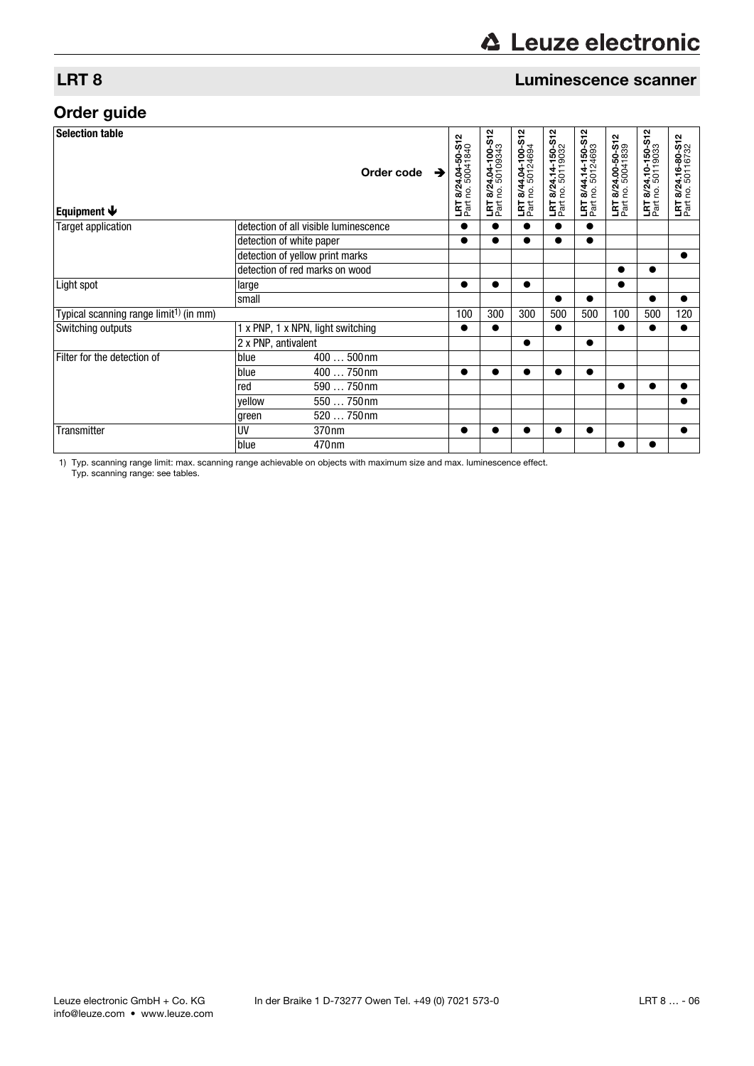## LRT 8 Luminescence scanner

## Order guide

| Selection table | | | LRT 8/24.04-50-S12 Part no. 50041840 | LRT 8/24.04-100-S12 Part no. 50109343 | LRT 8/44.04-100-S12 Part no. 50124694 | LRT 8/24.14-150-S12 Part no. 50119032 | LRT 8/44.14-150-S12 Part no. 50124693 | LRT 8/24.00-50-S12 Part no. 50041839 | LRT 8/24.10-150-S12 Part no. 50119033 | LRT 8/24.16-80-S12 Part no. 50116732 |
|---|---|---|---|---|---|---|---|---|---|---|
| Equipment ↓ | | Order code ➔ | | | | | | | | |
| Target application | detection of all visible luminescence | | ● | ● | ● | ● | ● | | | |
| | detection of white paper | | ● | ● | ● | ● | ● | | | |
| | detection of yellow print marks | | | | | | | | | ● |
| | detection of red marks on wood | | | | | | | ● | ● | |
| Light spot | large | | ● | ● | ● | | | ● | | |
| | small | | | | | ● | ● | | ● | ● |
| Typical scanning range limit[1] (in mm) | | | 100 | 300 | 300 | 500 | 500 | 100 | 500 | 120 |
| Switching outputs | 1 x PNP, 1 x NPN, light switching | | ● | ● | | ● | | ● | ● | ● |
| | 2 x PNP, antivalent | | | | ● | | ● | | | |
| Filter for the detection of | blue | 400 … 500nm | | | | | | | | |
| | blue | 400 … 750nm | ● | ● | ● | ● | ● | | | |
| | red | 590 … 750nm | | | | | | ● | ● | ● |
| | yellow | 550 … 750nm | | | | | | | | ● |
| | green | 520 … 750nm | | | | | | | | |
| Transmitter | UV | 370nm | ● | ● | ● | ● | ● | | | ● |
| | blue | 470nm | | | | | | ● | ● | |

1) Typ. scanning range limit: max. scanning range achievable on objects with maximum size and max. luminescence effect.
Typ. scanning range: see tables.